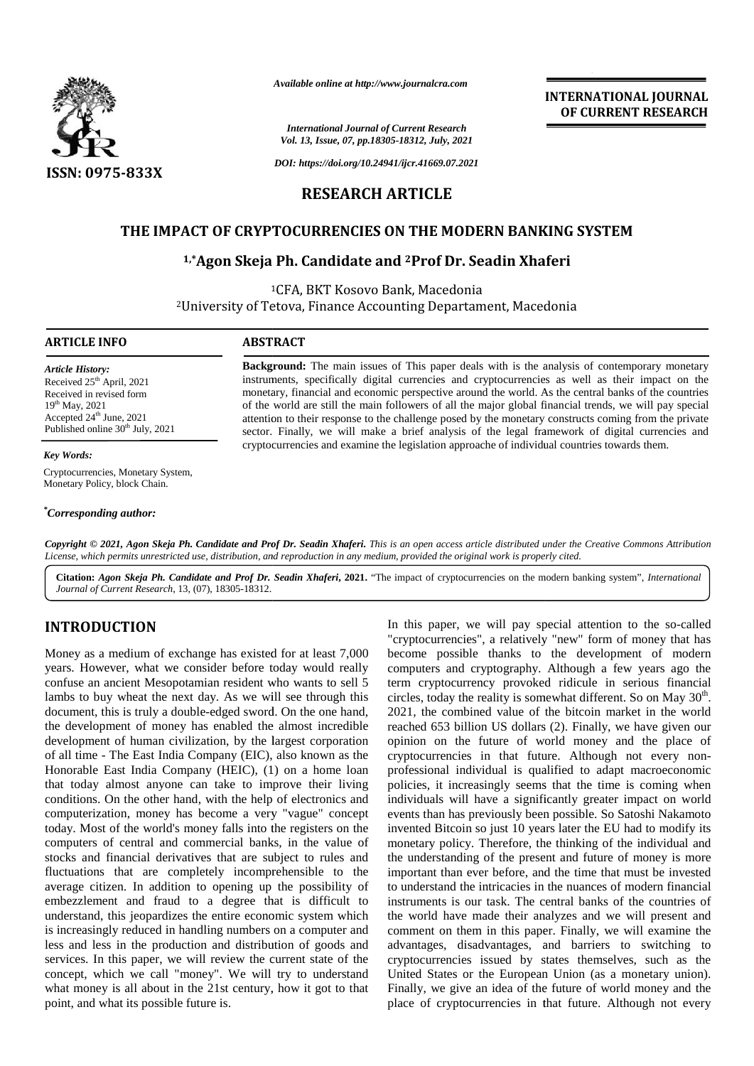Available online at http://www.journalcra.com

*International Journal of Current Research*
*Vol. 13, Issue, 07, pp.18305-18312, July, 2021*

*DOI: https://doi.org/10.24941/ijcr.41669.07.2021*

ISSN: 0975-833X

**INTERNATIONAL JOURNAL OF CURRENT RESEARCH**

## RESEARCH ARTICLE

# THE IMPACT OF CRYPTOCURRENCIES ON THE MODERN BANKING SYSTEM

**[1,*]Agon Skeja Ph. Candidate and [2]Prof Dr. Seadin Xhaferi**

[1]CFA, BKT Kosovo Bank, Macedonia
[2]University of Tetova, Finance Accounting Departament, Macedonia

**ARTICLE INFO**

*Article History:*
Received 25th April, 2021
Received in revised form
19th May, 2021
Accepted 24th June, 2021
Published online 30th July, 2021

*Key Words:*
Cryptocurrencies, Monetary System, Monetary Policy, block Chain.

*\*Corresponding author:*

**ABSTRACT**

**Background:** The main issues of This paper deals with is the analysis of contemporary monetary instruments, specifically digital currencies and cryptocurrencies as well as their impact on the monetary, financial and economic perspective around the world. As the central banks of the countries of the world are still the main followers of all the major global financial trends, we will pay special attention to their response to the challenge posed by the monetary constructs coming from the private sector. Finally, we will make a brief analysis of the legal framework of digital currencies and cryptocurrencies and examine the legislation approache of individual countries towards them.

*Copyright © 2021, Agon Skeja Ph. Candidate and Prof Dr. Seadin Xhaferi. This is an open access article distributed under the Creative Commons Attribution License, which permits unrestricted use, distribution, and reproduction in any medium, provided the original work is properly cited.*

**Citation:** *Agon Skeja Ph. Candidate and Prof Dr. Seadin Xhaferi,* **2021.** "The impact of cryptocurrencies on the modern banking system", *International Journal of Current Research*, 13, (07), 18305-18312.

## INTRODUCTION

Money as a medium of exchange has existed for at least 7,000 years. However, what we consider before today would really confuse an ancient Mesopotamian resident who wants to sell 5 lambs to buy wheat the next day. As we will see through this document, this is truly a double-edged sword. On the one hand, the development of money has enabled the almost incredible development of human civilization, by the largest corporation of all time - The East India Company (EIC), also known as the Honorable East India Company (HEIC), (1) on a home loan that today almost anyone can take to improve their living conditions. On the other hand, with the help of electronics and computerization, money has become a very "vague" concept today. Most of the world's money falls into the registers on the computers of central and commercial banks, in the value of stocks and financial derivatives that are subject to rules and fluctuations that are completely incomprehensible to the average citizen. In addition to opening up the possibility of embezzlement and fraud to a degree that is difficult to understand, this jeopardizes the entire economic system which is increasingly reduced in handling numbers on a computer and less and less in the production and distribution of goods and services. In this paper, we will review the current state of the concept, which we call "money". We will try to understand what money is all about in the 21st century, how it got to that point, and what its possible future is.

In this paper, we will pay special attention to the so-called "cryptocurrencies", a relatively "new" form of money that has become possible thanks to the development of modern computers and cryptography. Although a few years ago the term cryptocurrency provoked ridicule in serious financial circles, today the reality is somewhat different. So on May 30th. 2021, the combined value of the bitcoin market in the world reached 653 billion US dollars (2). Finally, we have given our opinion on the future of world money and the place of cryptocurrencies in that future. Although not every non-professional individual is qualified to adapt macroeconomic policies, it increasingly seems that the time is coming when individuals will have a significantly greater impact on world events than has previously been possible. So Satoshi Nakamoto invented Bitcoin so just 10 years later the EU had to modify its monetary policy. Therefore, the thinking of the individual and the understanding of the present and future of money is more important than ever before, and the time that must be invested to understand the intricacies in the nuances of modern financial instruments is our task. The central banks of the countries of the world have made their analyzes and we will present and comment on them in this paper. Finally, we will examine the advantages, disadvantages, and barriers to switching to cryptocurrencies issued by states themselves, such as the United States or the European Union (as a monetary union). Finally, we give an idea of the future of world money and the place of cryptocurrencies in that future. Although not every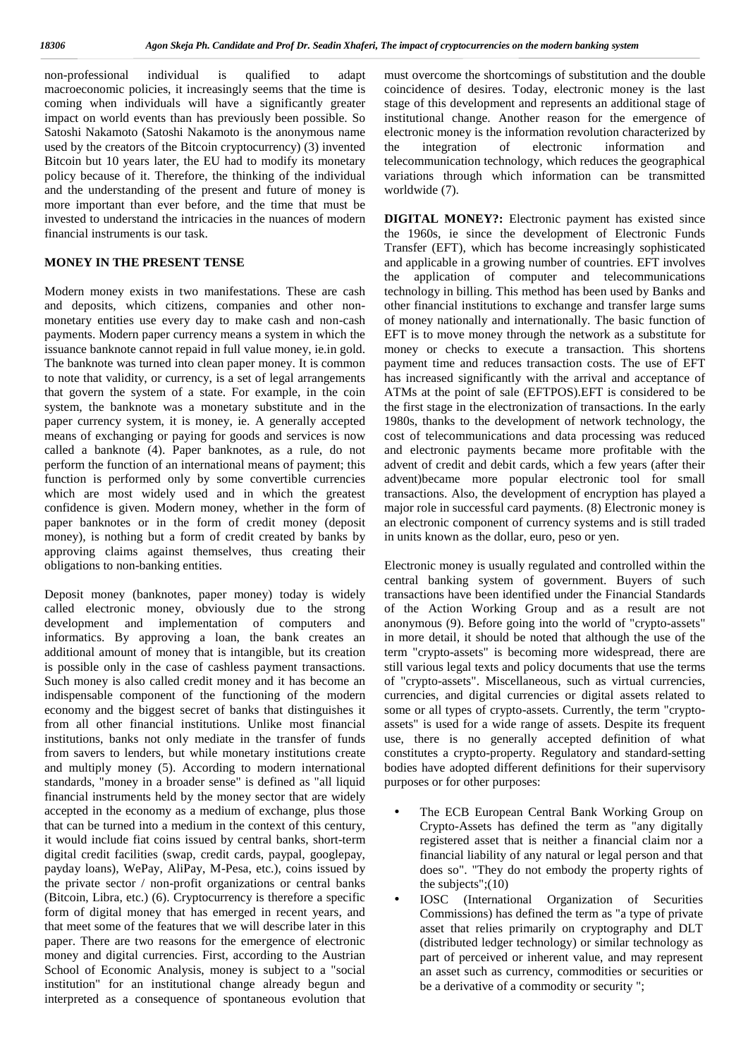non-professional individual is qualified to adapt macroeconomic policies, it increasingly seems that the time is coming when individuals will have a significantly greater impact on world events than has previously been possible. So Satoshi Nakamoto (Satoshi Nakamoto is the anonymous name used by the creators of the Bitcoin cryptocurrency) (3) invented Bitcoin but 10 years later, the EU had to modify its monetary policy because of it. Therefore, the thinking of the individual and the understanding of the present and future of money is more important than ever before, and the time that must be invested to understand the intricacies in the nuances of modern financial instruments is our task.

## MONEY IN THE PRESENT TENSE

Modern money exists in two manifestations. These are cash and deposits, which citizens, companies and other non-monetary entities use every day to make cash and non-cash payments. Modern paper currency means a system in which the issuance banknote cannot repaid in full value money, ie.in gold. The banknote was turned into clean paper money. It is common to note that validity, or currency, is a set of legal arrangements that govern the system of a state. For example, in the coin system, the banknote was a monetary substitute and in the paper currency system, it is money, ie. A generally accepted means of exchanging or paying for goods and services is now called a banknote (4). Paper banknotes, as a rule, do not perform the function of an international means of payment; this function is performed only by some convertible currencies which are most widely used and in which the greatest confidence is given. Modern money, whether in the form of paper banknotes or in the form of credit money (deposit money), is nothing but a form of credit created by banks by approving claims against themselves, thus creating their obligations to non-banking entities.

Deposit money (banknotes, paper money) today is widely called electronic money, obviously due to the strong development and implementation of computers and informatics. By approving a loan, the bank creates an additional amount of money that is intangible, but its creation is possible only in the case of cashless payment transactions. Such money is also called credit money and it has become an indispensable component of the functioning of the modern economy and the biggest secret of banks that distinguishes it from all other financial institutions. Unlike most financial institutions, banks not only mediate in the transfer of funds from savers to lenders, but while monetary institutions create and multiply money (5). According to modern international standards, "money in a broader sense" is defined as "all liquid financial instruments held by the money sector that are widely accepted in the economy as a medium of exchange, plus those that can be turned into a medium in the context of this century, it would include fiat coins issued by central banks, short-term digital credit facilities (swap, credit cards, paypal, googlepay, payday loans), WePay, AliPay, M-Pesa, etc.), coins issued by the private sector / non-profit organizations or central banks (Bitcoin, Libra, etc.) (6). Cryptocurrency is therefore a specific form of digital money that has emerged in recent years, and that meet some of the features that we will describe later in this paper. There are two reasons for the emergence of electronic money and digital currencies. First, according to the Austrian School of Economic Analysis, money is subject to a "social institution" for an institutional change already begun and interpreted as a consequence of spontaneous evolution that must overcome the shortcomings of substitution and the double coincidence of desires. Today, electronic money is the last stage of this development and represents an additional stage of institutional change. Another reason for the emergence of electronic money is the information revolution characterized by the integration of electronic information and telecommunication technology, which reduces the geographical variations through which information can be transmitted worldwide (7).

**DIGITAL MONEY?:** Electronic payment has existed since the 1960s, ie since the development of Electronic Funds Transfer (EFT), which has become increasingly sophisticated and applicable in a growing number of countries. EFT involves the application of computer and telecommunications technology in billing. This method has been used by Banks and other financial institutions to exchange and transfer large sums of money nationally and internationally. The basic function of EFT is to move money through the network as a substitute for money or checks to execute a transaction. This shortens payment time and reduces transaction costs. The use of EFT has increased significantly with the arrival and acceptance of ATMs at the point of sale (EFTPOS).EFT is considered to be the first stage in the electronization of transactions. In the early 1980s, thanks to the development of network technology, the cost of telecommunications and data processing was reduced and electronic payments became more profitable with the advent of credit and debit cards, which a few years (after their advent)became more popular electronic tool for small transactions. Also, the development of encryption has played a major role in successful card payments. (8) Electronic money is an electronic component of currency systems and is still traded in units known as the dollar, euro, peso or yen.

Electronic money is usually regulated and controlled within the central banking system of government. Buyers of such transactions have been identified under the Financial Standards of the Action Working Group and as a result are not anonymous (9). Before going into the world of "crypto-assets" in more detail, it should be noted that although the use of the term "crypto-assets" is becoming more widespread, there are still various legal texts and policy documents that use the terms of "crypto-assets". Miscellaneous, such as virtual currencies, currencies, and digital currencies or digital assets related to some or all types of crypto-assets. Currently, the term "crypto-assets" is used for a wide range of assets. Despite its frequent use, there is no generally accepted definition of what constitutes a crypto-property. Regulatory and standard-setting bodies have adopted different definitions for their supervisory purposes or for other purposes:

- The ECB European Central Bank Working Group on Crypto-Assets has defined the term as "any digitally registered asset that is neither a financial claim nor a financial liability of any natural or legal person and that does so". "They do not embody the property rights of the subjects";(10)
- IOSC (International Organization of Securities Commissions) has defined the term as "a type of private asset that relies primarily on cryptography and DLT (distributed ledger technology) or similar technology as part of perceived or inherent value, and may represent an asset such as currency, commodities or securities or be a derivative of a commodity or security ";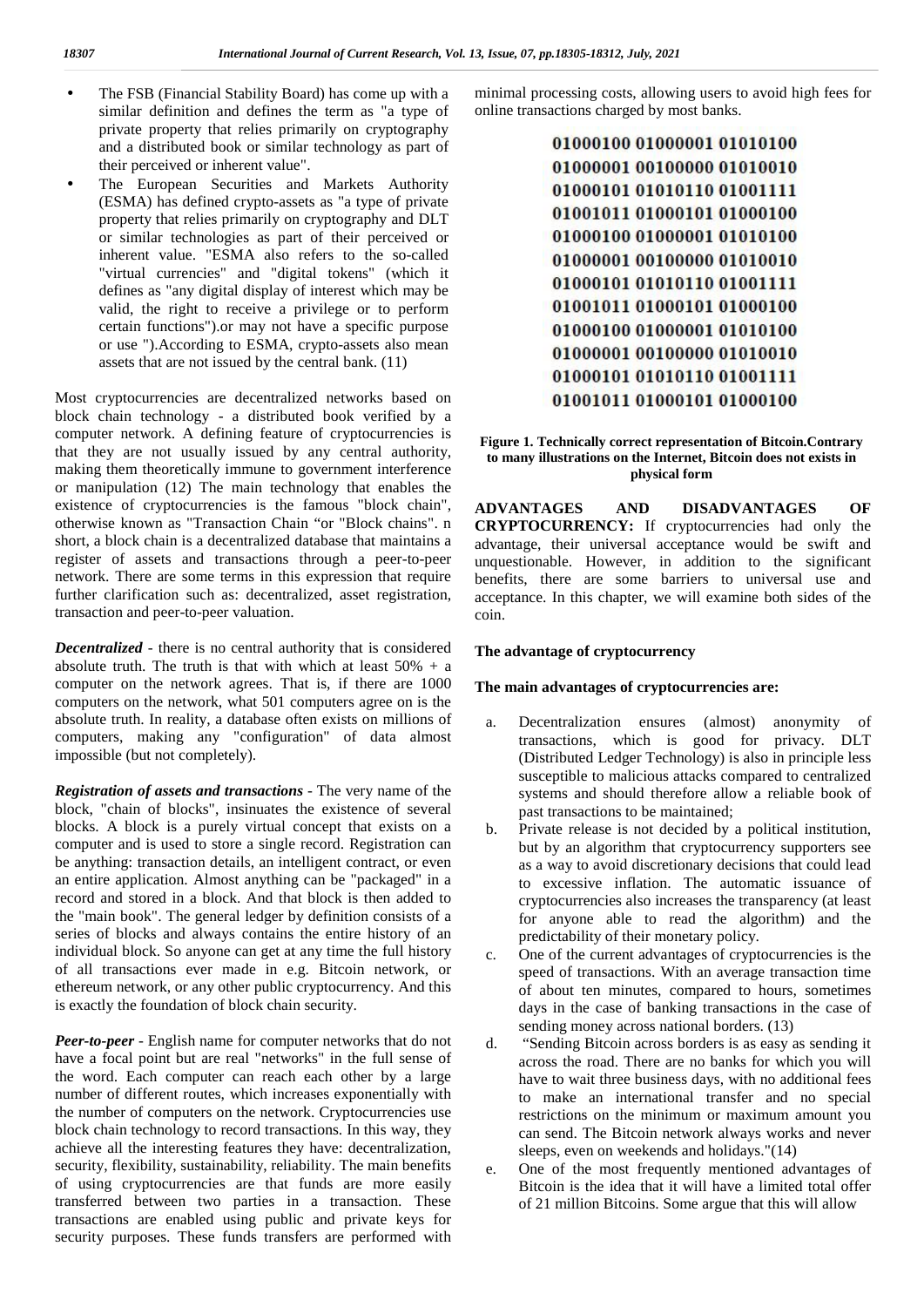- The FSB (Financial Stability Board) has come up with a similar definition and defines the term as "a type of private property that relies primarily on cryptography and a distributed book or similar technology as part of their perceived or inherent value".
- The European Securities and Markets Authority (ESMA) has defined crypto-assets as "a type of private property that relies primarily on cryptography and DLT or similar technologies as part of their perceived or inherent value. "ESMA also refers to the so-called "virtual currencies" and "digital tokens" (which it defines as "any digital display of interest which may be valid, the right to receive a privilege or to perform certain functions").or may not have a specific purpose or use ").According to ESMA, crypto-assets also mean assets that are not issued by the central bank. (11)

Most cryptocurrencies are decentralized networks based on block chain technology - a distributed book verified by a computer network. A defining feature of cryptocurrencies is that they are not usually issued by any central authority, making them theoretically immune to government interference or manipulation (12) The main technology that enables the existence of cryptocurrencies is the famous "block chain", otherwise known as "Transaction Chain "or "Block chains". n short, a block chain is a decentralized database that maintains a register of assets and transactions through a peer-to-peer network. There are some terms in this expression that require further clarification such as: decentralized, asset registration, transaction and peer-to-peer valuation.

***Decentralized*** - there is no central authority that is considered absolute truth. The truth is that with which at least 50% + a computer on the network agrees. That is, if there are 1000 computers on the network, what 501 computers agree on is the absolute truth. In reality, a database often exists on millions of computers, making any "configuration" of data almost impossible (but not completely).

***Registration of assets and transactions*** - The very name of the block, "chain of blocks", insinuates the existence of several blocks. A block is a purely virtual concept that exists on a computer and is used to store a single record. Registration can be anything: transaction details, an intelligent contract, or even an entire application. Almost anything can be "packaged" in a record and stored in a block. And that block is then added to the "main book". The general ledger by definition consists of a series of blocks and always contains the entire history of an individual block. So anyone can get at any time the full history of all transactions ever made in e.g. Bitcoin network, or ethereum network, or any other public cryptocurrency. And this is exactly the foundation of block chain security.

***Peer-to-peer*** - English name for computer networks that do not have a focal point but are real "networks" in the full sense of the word. Each computer can reach each other by a large number of different routes, which increases exponentially with the number of computers on the network. Cryptocurrencies use block chain technology to record transactions. In this way, they achieve all the interesting features they have: decentralization, security, flexibility, sustainability, reliability. The main benefits of using cryptocurrencies are that funds are more easily transferred between two parties in a transaction. These transactions are enabled using public and private keys for security purposes. These funds transfers are performed with minimal processing costs, allowing users to avoid high fees for online transactions charged by most banks.

01000100 01000001 01010100
01000001 00100000 01010010
01000101 01010110 01001111
01001011 01000101 01000100
01000100 01000001 01010100
01000001 00100000 01010010
01000101 01010110 01001111
01001011 01000101 01000100
01000100 01000001 01010100
01000001 00100000 01010010
01000101 01010110 01001111
01001011 01000101 01000100

**Figure 1. Technically correct representation of Bitcoin.Contrary to many illustrations on the Internet, Bitcoin does not exists in physical form**

**ADVANTAGES AND DISADVANTAGES OF CRYPTOCURRENCY:** If cryptocurrencies had only the advantage, their universal acceptance would be swift and unquestionable. However, in addition to the significant benefits, there are some barriers to universal use and acceptance. In this chapter, we will examine both sides of the coin.

### The advantage of cryptocurrency

**The main advantages of cryptocurrencies are:**

a. Decentralization ensures (almost) anonymity of transactions, which is good for privacy. DLT (Distributed Ledger Technology) is also in principle less susceptible to malicious attacks compared to centralized systems and should therefore allow a reliable book of past transactions to be maintained;
b. Private release is not decided by a political institution, but by an algorithm that cryptocurrency supporters see as a way to avoid discretionary decisions that could lead to excessive inflation. The automatic issuance of cryptocurrencies also increases the transparency (at least for anyone able to read the algorithm) and the predictability of their monetary policy.
c. One of the current advantages of cryptocurrencies is the speed of transactions. With an average transaction time of about ten minutes, compared to hours, sometimes days in the case of banking transactions in the case of sending money across national borders. (13)
d. "Sending Bitcoin across borders is as easy as sending it across the road. There are no banks for which you will have to wait three business days, with no additional fees to make an international transfer and no special restrictions on the minimum or maximum amount you can send. The Bitcoin network always works and never sleeps, even on weekends and holidays."(14)
e. One of the most frequently mentioned advantages of Bitcoin is the idea that it will have a limited total offer of 21 million Bitcoins. Some argue that this will allow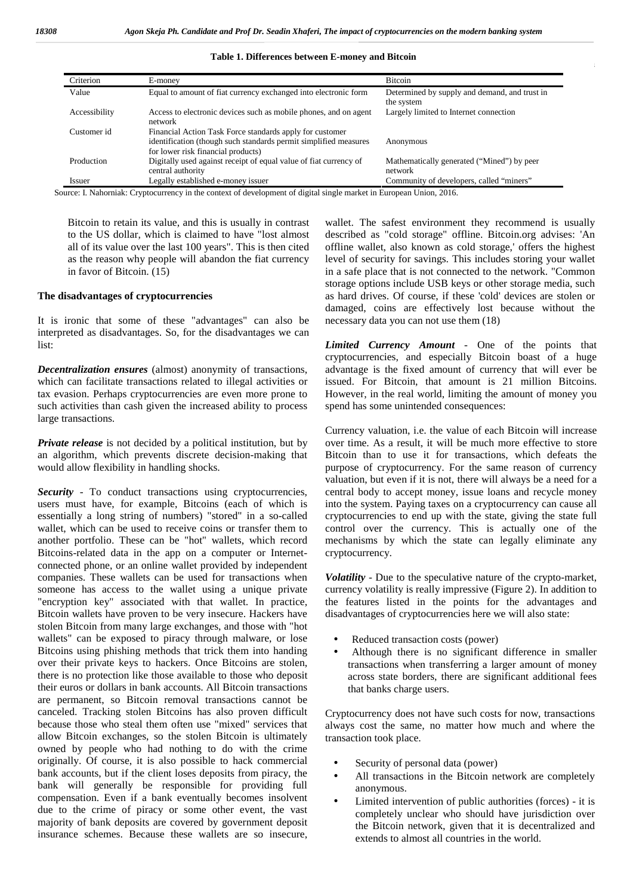**Table 1. Differences between E-money and Bitcoin**

| Criterion | E-money | Bitcoin |
|---|---|---|
| Value | Equal to amount of fiat currency exchanged into electronic form | Determined by supply and demand, and trust in the system |
| Accessibility | Access to electronic devices such as mobile phones, and on agent network | Largely limited to Internet connection |
| Customer id | Financial Action Task Force standards apply for customer identification (though such standards permit simplified measures for lower risk financial products) | Anonymous |
| Production | Digitally used against receipt of equal value of fiat currency of central authority | Mathematically generated ("Mined") by peer network |
| Issuer | Legally established e-money issuer | Community of developers, called "miners" |

Source: I. Nahorniak: Cryptocurrency in the context of development of digital single market in European Union, 2016.

Bitcoin to retain its value, and this is usually in contrast to the US dollar, which is claimed to have "lost almost all of its value over the last 100 years". This is then cited as the reason why people will abandon the fiat currency in favor of Bitcoin. (15)

### The disadvantages of cryptocurrencies

It is ironic that some of these "advantages" can also be interpreted as disadvantages. So, for the disadvantages we can list:

***Decentralization ensures*** (almost) anonymity of transactions, which can facilitate transactions related to illegal activities or tax evasion. Perhaps cryptocurrencies are even more prone to such activities than cash given the increased ability to process large transactions.

***Private release*** is not decided by a political institution, but by an algorithm, which prevents discrete decision-making that would allow flexibility in handling shocks.

***Security*** - To conduct transactions using cryptocurrencies, users must have, for example, Bitcoins (each of which is essentially a long string of numbers) "stored" in a so-called wallet, which can be used to receive coins or transfer them to another portfolio. These can be "hot" wallets, which record Bitcoins-related data in the app on a computer or Internet-connected phone, or an online wallet provided by independent companies. These wallets can be used for transactions when someone has access to the wallet using a unique private "encryption key" associated with that wallet. In practice, Bitcoin wallets have proven to be very insecure. Hackers have stolen Bitcoin from many large exchanges, and those with "hot wallets" can be exposed to piracy through malware, or lose Bitcoins using phishing methods that trick them into handing over their private keys to hackers. Once Bitcoins are stolen, there is no protection like those available to those who deposit their euros or dollars in bank accounts. All Bitcoin transactions are permanent, so Bitcoin removal transactions cannot be canceled. Tracking stolen Bitcoins has also proven difficult because those who steal them often use "mixed" services that allow Bitcoin exchanges, so the stolen Bitcoin is ultimately owned by people who had nothing to do with the crime originally. Of course, it is also possible to hack commercial bank accounts, but if the client loses deposits from piracy, the bank will generally be responsible for providing full compensation. Even if a bank eventually becomes insolvent due to the crime of piracy or some other event, the vast majority of bank deposits are covered by government deposit insurance schemes. Because these wallets are so insecure, wallet. The safest environment they recommend is usually described as "cold storage" offline. Bitcoin.org advises: 'An offline wallet, also known as cold storage,' offers the highest level of security for savings. This includes storing your wallet in a safe place that is not connected to the network. "Common storage options include USB keys or other storage media, such as hard drives. Of course, if these 'cold' devices are stolen or damaged, coins are effectively lost because without the necessary data you can not use them (18)

***Limited Currency Amount*** - One of the points that cryptocurrencies, and especially Bitcoin boast of a huge advantage is the fixed amount of currency that will ever be issued. For Bitcoin, that amount is 21 million Bitcoins. However, in the real world, limiting the amount of money you spend has some unintended consequences:

Currency valuation, i.e. the value of each Bitcoin will increase over time. As a result, it will be much more effective to store Bitcoin than to use it for transactions, which defeats the purpose of cryptocurrency. For the same reason of currency valuation, but even if it is not, there will always be a need for a central body to accept money, issue loans and recycle money into the system. Paying taxes on a cryptocurrency can cause all cryptocurrencies to end up with the state, giving the state full control over the currency. This is actually one of the mechanisms by which the state can legally eliminate any cryptocurrency.

***Volatility*** - Due to the speculative nature of the crypto-market, currency volatility is really impressive (Figure 2). In addition to the features listed in the points for the advantages and disadvantages of cryptocurrencies here we will also state:

- Reduced transaction costs (power)
- Although there is no significant difference in smaller transactions when transferring a larger amount of money across state borders, there are significant additional fees that banks charge users.

Cryptocurrency does not have such costs for now, transactions always cost the same, no matter how much and where the transaction took place.

- Security of personal data (power)
- All transactions in the Bitcoin network are completely anonymous.
- Limited intervention of public authorities (forces) - it is completely unclear who should have jurisdiction over the Bitcoin network, given that it is decentralized and extends to almost all countries in the world.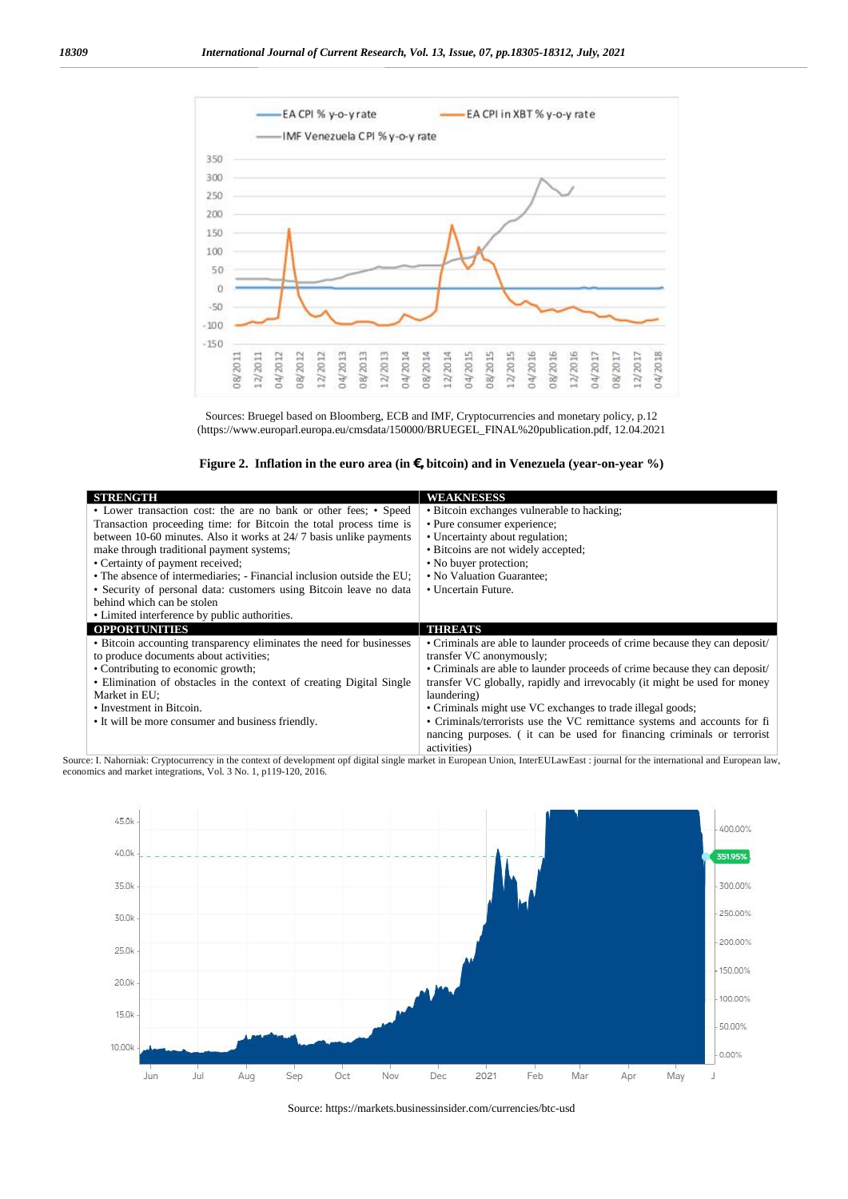EA CPI % y-o-y rate

EA CPI in XBT % y-o-y rate

IMF Venezuela CPI % y-o-y rate

350
300
250
200
150
100
50
0
-50
-100
-150

08/2011 12/2011 04/2012 08/2012 12/2012 04/2013 08/2013 12/2013 04/2014 08/2014 12/2014 04/2015 08/2015 12/2015 04/2016 08/2016 12/2016 04/2017 08/2017 12/2017 04/2018

Sources: Bruegel based on Bloomberg, ECB and IMF, Cryptocurrencies and monetary policy, p.12 (https://www.europarl.europa.eu/cmsdata/150000/BRUEGEL_FINAL%20publication.pdf, 12.04.2021

**Figure 2. Inflation in the euro area (in €, bitcoin) and in Venezuela (year-on-year %)**

| STRENGTH | WEAKNESSES |
|---|---|
| • Lower transaction cost: the are no bank or other fees; • Speed Transaction proceeding time: for Bitcoin the total process time is between 10-60 minutes. Also it works at 24/ 7 basis unlike payments make through traditional payment systems;<br>• Certainty of payment received;<br>• The absence of intermediaries; - Financial inclusion outside the EU;<br>• Security of personal data: customers using Bitcoin leave no data behind which can be stolen<br>• Limited interference by public authorities. | • Bitcoin exchanges vulnerable to hacking;<br>• Pure consumer experience;<br>• Uncertainty about regulation;<br>• Bitcoins are not widely accepted;<br>• No buyer protection;<br>• No Valuation Guarantee;<br>• Uncertain Future. |
| **OPPORTUNITIES** | **THREATS** |
| • Bitcoin accounting transparency eliminates the need for businesses to produce documents about activities;<br>• Contributing to economic growth;<br>• Elimination of obstacles in the context of creating Digital Single Market in EU;<br>• Investment in Bitcoin.<br>• It will be more consumer and business friendly. | • Criminals are able to launder proceeds of crime because they can deposit/ transfer VC anonymously;<br>• Criminals are able to launder proceeds of crime because they can deposit/ transfer VC globally, rapidly and irrevocably (it might be used for money laundering)<br>• Criminals might use VC exchanges to trade illegal goods;<br>• Criminals/terrorists use the VC remittance systems and accounts for fi nancing purposes. ( it can be used for financing criminals or terrorist activities) |

Source: I. Nahorniak: Cryptocurrency in the context of development opf digital single market in European Union, InterEULawEast : journal for the international and European law, economics and market integrations, Vol. 3 No. 1, p119-120, 2016.

45.0k
40.0k
35.0k
30.0k
25.0k
20.0k
15.0k
10.00k

400.00%
351.95%
300.00%
250.00%
200.00%
150.00%
100.00%
50.00%
0.00%

Jun Jul Aug Sep Oct Nov Dec 2021 Feb Mar Apr May J

Source: https://markets.businessinsider.com/currencies/btc-usd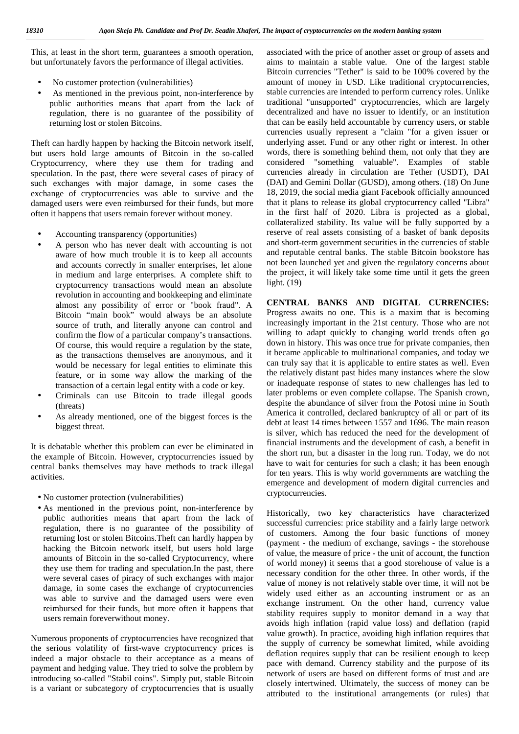This, at least in the short term, guarantees a smooth operation, but unfortunately favors the performance of illegal activities.

- No customer protection (vulnerabilities)
- As mentioned in the previous point, non-interference by public authorities means that apart from the lack of regulation, there is no guarantee of the possibility of returning lost or stolen Bitcoins.

Theft can hardly happen by hacking the Bitcoin network itself, but users hold large amounts of Bitcoin in the so-called Cryptocurrency, where they use them for trading and speculation. In the past, there were several cases of piracy of such exchanges with major damage, in some cases the exchange of cryptocurrencies was able to survive and the damaged users were even reimbursed for their funds, but more often it happens that users remain forever without money.

- Accounting transparency (opportunities)
- A person who has never dealt with accounting is not aware of how much trouble it is to keep all accounts and accounts correctly in smaller enterprises, let alone in medium and large enterprises. A complete shift to cryptocurrency transactions would mean an absolute revolution in accounting and bookkeeping and eliminate almost any possibility of error or "book fraud". A Bitcoin "main book" would always be an absolute source of truth, and literally anyone can control and confirm the flow of a particular company's transactions. Of course, this would require a regulation by the state, as the transactions themselves are anonymous, and it would be necessary for legal entities to eliminate this feature, or in some way allow the marking of the transaction of a certain legal entity with a code or key.
- Criminals can use Bitcoin to trade illegal goods (threats)
- As already mentioned, one of the biggest forces is the biggest threat.

It is debatable whether this problem can ever be eliminated in the example of Bitcoin. However, cryptocurrencies issued by central banks themselves may have methods to track illegal activities.

- No customer protection (vulnerabilities)
- As mentioned in the previous point, non-interference by public authorities means that apart from the lack of regulation, there is no guarantee of the possibility of returning lost or stolen Bitcoins.Theft can hardly happen by hacking the Bitcoin network itself, but users hold large amounts of Bitcoin in the so-called Cryptocurrency, where they use them for trading and speculation.In the past, there were several cases of piracy of such exchanges with major damage, in some cases the exchange of cryptocurrencies was able to survive and the damaged users were even reimbursed for their funds, but more often it happens that users remain foreverwithout money.

Numerous proponents of cryptocurrencies have recognized that the serious volatility of first-wave cryptocurrency prices is indeed a major obstacle to their acceptance as a means of payment and hedging value. They tried to solve the problem by introducing so-called "Stabil coins". Simply put, stable Bitcoin is a variant or subcategory of cryptocurrencies that is usually associated with the price of another asset or group of assets and aims to maintain a stable value. One of the largest stable Bitcoin currencies "Tether" is said to be 100% covered by the amount of money in USD. Like traditional cryptocurrencies, stable currencies are intended to perform currency roles. Unlike traditional "unsupported" cryptocurrencies, which are largely decentralized and have no issuer to identify, or an institution that can be easily held accountable by currency users, or stable currencies usually represent a "claim "for a given issuer or underlying asset. Fund or any other right or interest. In other words, there is something behind them, not only that they are considered "something valuable". Examples of stable currencies already in circulation are Tether (USDT), DAI (DAI) and Gemini Dollar (GUSD), among others. (18) On June 18, 2019, the social media giant Facebook officially announced that it plans to release its global cryptocurrency called "Libra" in the first half of 2020. Libra is projected as a global, collateralized stability. Its value will be fully supported by a reserve of real assets consisting of a basket of bank deposits and short-term government securities in the currencies of stable and reputable central banks. The stable Bitcoin bookstore has not been launched yet and given the regulatory concerns about the project, it will likely take some time until it gets the green light. (19)

**CENTRAL BANKS AND DIGITAL CURRENCIES:** Progress awaits no one. This is a maxim that is becoming increasingly important in the 21st century. Those who are not willing to adapt quickly to changing world trends often go down in history. This was once true for private companies, then it became applicable to multinational companies, and today we can truly say that it is applicable to entire states as well. Even the relatively distant past hides many instances where the slow or inadequate response of states to new challenges has led to later problems or even complete collapse. The Spanish crown, despite the abundance of silver from the Potosi mine in South America it controlled, declared bankruptcy of all or part of its debt at least 14 times between 1557 and 1696. The main reason is silver, which has reduced the need for the development of financial instruments and the development of cash, a benefit in the short run, but a disaster in the long run. Today, we do not have to wait for centuries for such a clash; it has been enough for ten years. This is why world governments are watching the emergence and development of modern digital currencies and cryptocurrencies.

Historically, two key characteristics have characterized successful currencies: price stability and a fairly large network of customers. Among the four basic functions of money (payment - the medium of exchange, savings - the storehouse of value, the measure of price - the unit of account, the function of world money) it seems that a good storehouse of value is a necessary condition for the other three. In other words, if the value of money is not relatively stable over time, it will not be widely used either as an accounting instrument or as an exchange instrument. On the other hand, currency value stability requires supply to monitor demand in a way that avoids high inflation (rapid value loss) and deflation (rapid value growth). In practice, avoiding high inflation requires that the supply of currency be somewhat limited, while avoiding deflation requires supply that can be resilient enough to keep pace with demand. Currency stability and the purpose of its network of users are based on different forms of trust and are closely intertwined. Ultimately, the success of money can be attributed to the institutional arrangements (or rules) that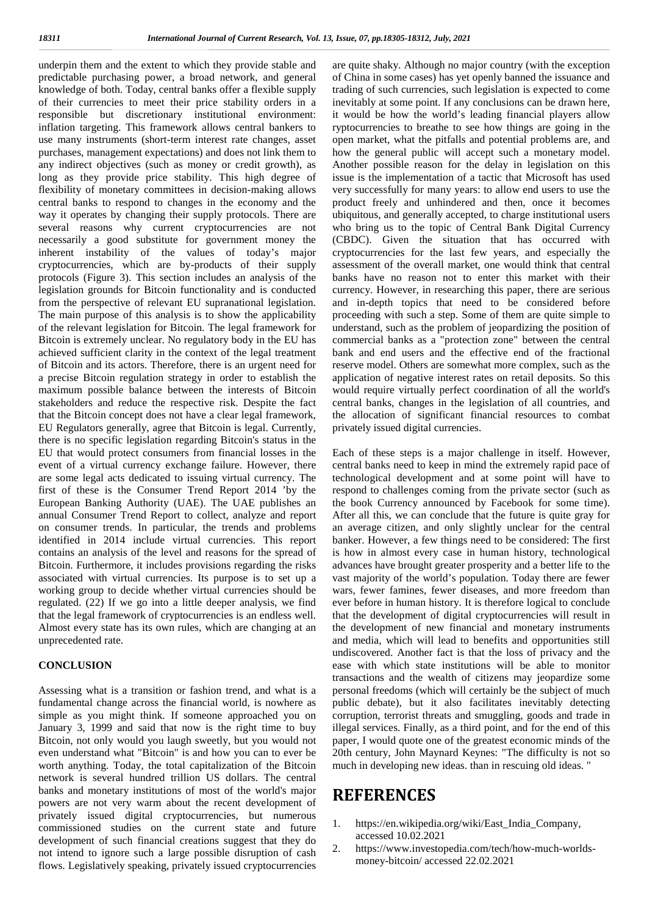underpin them and the extent to which they provide stable and predictable purchasing power, a broad network, and general knowledge of both. Today, central banks offer a flexible supply of their currencies to meet their price stability orders in a responsible but discretionary institutional environment: inflation targeting. This framework allows central bankers to use many instruments (short-term interest rate changes, asset purchases, management expectations) and does not link them to any indirect objectives (such as money or credit growth), as long as they provide price stability. This high degree of flexibility of monetary committees in decision-making allows central banks to respond to changes in the economy and the way it operates by changing their supply protocols. There are several reasons why current cryptocurrencies are not necessarily a good substitute for government money the inherent instability of the values of today's major cryptocurrencies, which are by-products of their supply protocols (Figure 3). This section includes an analysis of the legislation grounds for Bitcoin functionality and is conducted from the perspective of relevant EU supranational legislation. The main purpose of this analysis is to show the applicability of the relevant legislation for Bitcoin. The legal framework for Bitcoin is extremely unclear. No regulatory body in the EU has achieved sufficient clarity in the context of the legal treatment of Bitcoin and its actors. Therefore, there is an urgent need for a precise Bitcoin regulation strategy in order to establish the maximum possible balance between the interests of Bitcoin stakeholders and reduce the respective risk. Despite the fact that the Bitcoin concept does not have a clear legal framework, EU Regulators generally, agree that Bitcoin is legal. Currently, there is no specific legislation regarding Bitcoin's status in the EU that would protect consumers from financial losses in the event of a virtual currency exchange failure. However, there are some legal acts dedicated to issuing virtual currency. The first of these is the Consumer Trend Report 2014 'by the European Banking Authority (UAE). The UAE publishes an annual Consumer Trend Report to collect, analyze and report on consumer trends. In particular, the trends and problems identified in 2014 include virtual currencies. This report contains an analysis of the level and reasons for the spread of Bitcoin. Furthermore, it includes provisions regarding the risks associated with virtual currencies. Its purpose is to set up a working group to decide whether virtual currencies should be regulated. (22) If we go into a little deeper analysis, we find that the legal framework of cryptocurrencies is an endless well. Almost every state has its own rules, which are changing at an unprecedented rate.

## CONCLUSION

Assessing what is a transition or fashion trend, and what is a fundamental change across the financial world, is nowhere as simple as you might think. If someone approached you on January 3, 1999 and said that now is the right time to buy Bitcoin, not only would you laugh sweetly, but you would not even understand what "Bitcoin" is and how you can to ever be worth anything. Today, the total capitalization of the Bitcoin network is several hundred trillion US dollars. The central banks and monetary institutions of most of the world's major powers are not very warm about the recent development of privately issued digital cryptocurrencies, but numerous commissioned studies on the current state and future development of such financial creations suggest that they do not intend to ignore such a large possible disruption of cash flows. Legislatively speaking, privately issued cryptocurrencies are quite shaky. Although no major country (with the exception of China in some cases) has yet openly banned the issuance and trading of such currencies, such legislation is expected to come inevitably at some point. If any conclusions can be drawn here, it would be how the world's leading financial players allow ryptocurrencies to breathe to see how things are going in the open market, what the pitfalls and potential problems are, and how the general public will accept such a monetary model. Another possible reason for the delay in legislation on this issue is the implementation of a tactic that Microsoft has used very successfully for many years: to allow end users to use the product freely and unhindered and then, once it becomes ubiquitous, and generally accepted, to charge institutional users who bring us to the topic of Central Bank Digital Currency (CBDC). Given the situation that has occurred with cryptocurrencies for the last few years, and especially the assessment of the overall market, one would think that central banks have no reason not to enter this market with their currency. However, in researching this paper, there are serious and in-depth topics that need to be considered before proceeding with such a step. Some of them are quite simple to understand, such as the problem of jeopardizing the position of commercial banks as a "protection zone" between the central bank and end users and the effective end of the fractional reserve model. Others are somewhat more complex, such as the application of negative interest rates on retail deposits. So this would require virtually perfect coordination of all the world's central banks, changes in the legislation of all countries, and the allocation of significant financial resources to combat privately issued digital currencies.

Each of these steps is a major challenge in itself. However, central banks need to keep in mind the extremely rapid pace of technological development and at some point will have to respond to challenges coming from the private sector (such as the book Currency announced by Facebook for some time). After all this, we can conclude that the future is quite gray for an average citizen, and only slightly unclear for the central banker. However, a few things need to be considered: The first is how in almost every case in human history, technological advances have brought greater prosperity and a better life to the vast majority of the world's population. Today there are fewer wars, fewer famines, fewer diseases, and more freedom than ever before in human history. It is therefore logical to conclude that the development of digital cryptocurrencies will result in the development of new financial and monetary instruments and media, which will lead to benefits and opportunities still undiscovered. Another fact is that the loss of privacy and the ease with which state institutions will be able to monitor transactions and the wealth of citizens may jeopardize some personal freedoms (which will certainly be the subject of much public debate), but it also facilitates inevitably detecting corruption, terrorist threats and smuggling, goods and trade in illegal services. Finally, as a third point, and for the end of this paper, I would quote one of the greatest economic minds of the 20th century, John Maynard Keynes: "The difficulty is not so much in developing new ideas. than in rescuing old ideas. "

# REFERENCES

1. https://en.wikipedia.org/wiki/East_India_Company, accessed 10.02.2021
2. https://www.investopedia.com/tech/how-much-worlds-money-bitcoin/ accessed 22.02.2021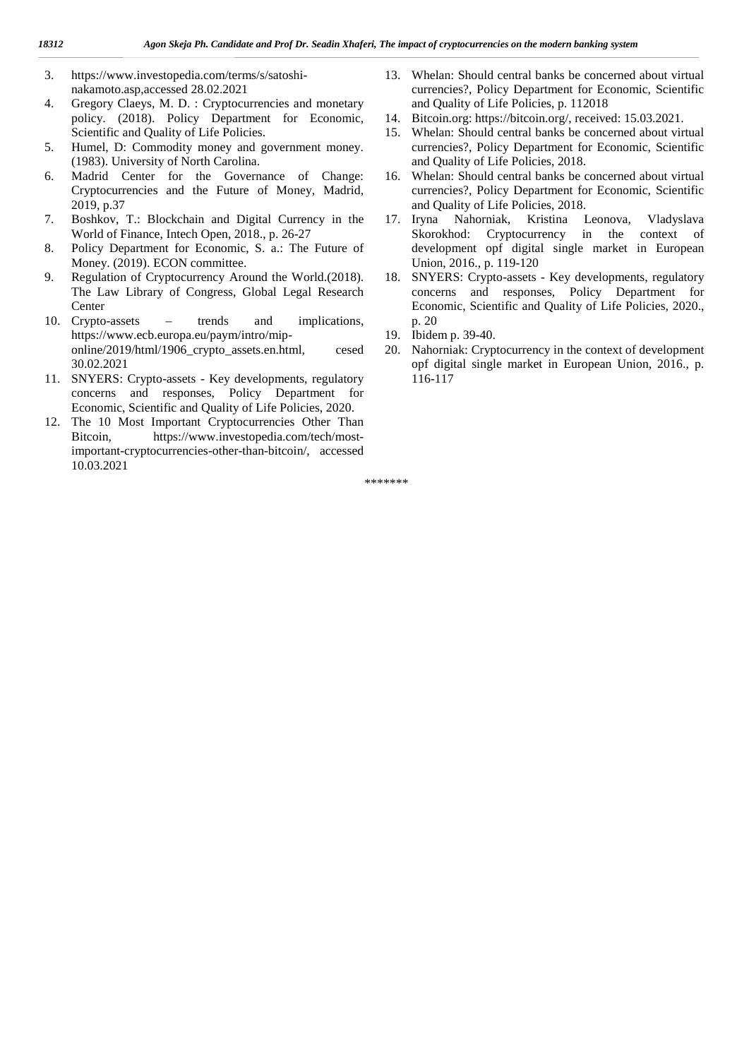3. https://www.investopedia.com/terms/s/satoshi-nakamoto.asp,accessed 28.02.2021
4. Gregory Claeys, M. D. : Cryptocurrencies and monetary policy. (2018). Policy Department for Economic, Scientific and Quality of Life Policies.
5. Humel, D: Commodity money and government money. (1983). University of North Carolina.
6. Madrid Center for the Governance of Change: Cryptocurrencies and the Future of Money, Madrid, 2019, p.37
7. Boshkov, T.: Blockchain and Digital Currency in the World of Finance, Intech Open, 2018., p. 26-27
8. Policy Department for Economic, S. a.: The Future of Money. (2019). ECON committee.
9. Regulation of Cryptocurrency Around the World.(2018). The Law Library of Congress, Global Legal Research Center
10. Crypto-assets – trends and implications, https://www.ecb.europa.eu/paym/intro/mip-online/2019/html/1906_crypto_assets.en.html, cesed 30.02.2021
11. SNYERS: Crypto-assets - Key developments, regulatory concerns and responses, Policy Department for Economic, Scientific and Quality of Life Policies, 2020.
12. The 10 Most Important Cryptocurrencies Other Than Bitcoin, https://www.investopedia.com/tech/most-important-cryptocurrencies-other-than-bitcoin/, accessed 10.03.2021
13. Whelan: Should central banks be concerned about virtual currencies?, Policy Department for Economic, Scientific and Quality of Life Policies, p. 112018
14. Bitcoin.org: https://bitcoin.org/, received: 15.03.2021.
15. Whelan: Should central banks be concerned about virtual currencies?, Policy Department for Economic, Scientific and Quality of Life Policies, 2018.
16. Whelan: Should central banks be concerned about virtual currencies?, Policy Department for Economic, Scientific and Quality of Life Policies, 2018.
17. Iryna Nahorniak, Kristina Leonova, Vladyslava Skorokhod: Cryptocurrency in the context of development opf digital single market in European Union, 2016., p. 119-120
18. SNYERS: Crypto-assets - Key developments, regulatory concerns and responses, Policy Department for Economic, Scientific and Quality of Life Policies, 2020., p. 20
19. Ibidem p. 39-40.
20. Nahorniak: Cryptocurrency in the context of development opf digital single market in European Union, 2016., p. 116-117

*******